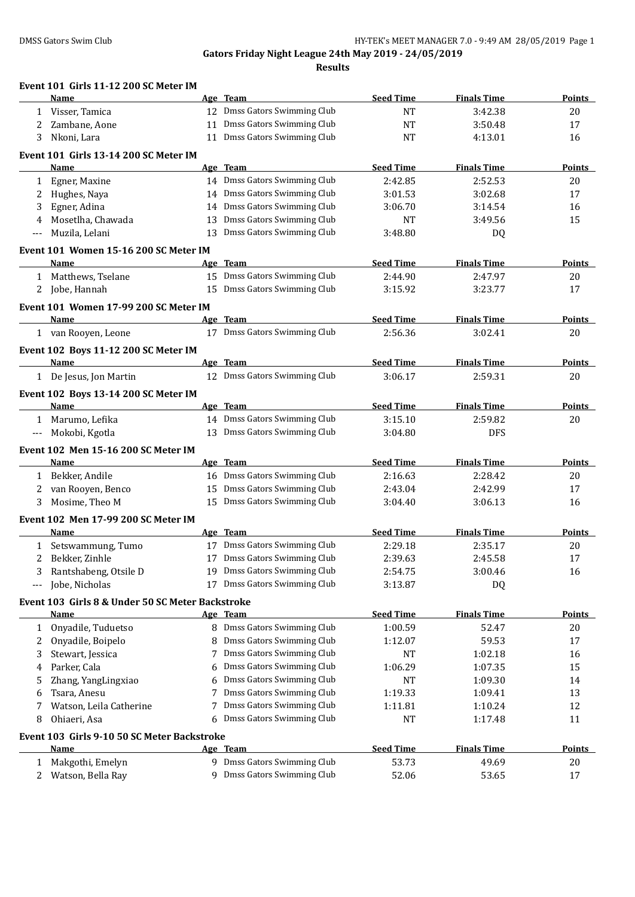**Gators Friday Night League 24th May 2019 - 24/05/2019**

**Results**

**Event 101 Girls 11-12 200 SC Meter IM**

| | Name | Age | Team | Seed Time | Finals Time | Points |
|---|---|---|---|---|---|---|
| 1 | Visser, Tamica | 12 | Dmss Gators Swimming Club | NT | 3:42.38 | 20 |
| 2 | Zambane, Aone | 11 | Dmss Gators Swimming Club | NT | 3:50.48 | 17 |
| 3 | Nkoni, Lara | 11 | Dmss Gators Swimming Club | NT | 4:13.01 | 16 |

**Event 101 Girls 13-14 200 SC Meter IM**

| | Name | Age | Team | Seed Time | Finals Time | Points |
|---|---|---|---|---|---|---|
| 1 | Egner, Maxine | 14 | Dmss Gators Swimming Club | 2:42.85 | 2:52.53 | 20 |
| 2 | Hughes, Naya | 14 | Dmss Gators Swimming Club | 3:01.53 | 3:02.68 | 17 |
| 3 | Egner, Adina | 14 | Dmss Gators Swimming Club | 3:06.70 | 3:14.54 | 16 |
| 4 | Mosetlha, Chawada | 13 | Dmss Gators Swimming Club | NT | 3:49.56 | 15 |
| --- | Muzila, Lelani | 13 | Dmss Gators Swimming Club | 3:48.80 | DQ | |

**Event 101 Women 15-16 200 SC Meter IM**

| | Name | Age | Team | Seed Time | Finals Time | Points |
|---|---|---|---|---|---|---|
| 1 | Matthews, Tselane | 15 | Dmss Gators Swimming Club | 2:44.90 | 2:47.97 | 20 |
| 2 | Jobe, Hannah | 15 | Dmss Gators Swimming Club | 3:15.92 | 3:23.77 | 17 |

**Event 101 Women 17-99 200 SC Meter IM**

| | Name | Age | Team | Seed Time | Finals Time | Points |
|---|---|---|---|---|---|---|
| 1 | van Rooyen, Leone | 17 | Dmss Gators Swimming Club | 2:56.36 | 3:02.41 | 20 |

**Event 102 Boys 11-12 200 SC Meter IM**

| | Name | Age | Team | Seed Time | Finals Time | Points |
|---|---|---|---|---|---|---|
| 1 | De Jesus, Jon Martin | 12 | Dmss Gators Swimming Club | 3:06.17 | 2:59.31 | 20 |

**Event 102 Boys 13-14 200 SC Meter IM**

| | Name | Age | Team | Seed Time | Finals Time | Points |
|---|---|---|---|---|---|---|
| 1 | Marumo, Lefika | 14 | Dmss Gators Swimming Club | 3:15.10 | 2:59.82 | 20 |
| --- | Mokobi, Kgotla | 13 | Dmss Gators Swimming Club | 3:04.80 | DFS | |

**Event 102 Men 15-16 200 SC Meter IM**

| | Name | Age | Team | Seed Time | Finals Time | Points |
|---|---|---|---|---|---|---|
| 1 | Bekker, Andile | 16 | Dmss Gators Swimming Club | 2:16.63 | 2:28.42 | 20 |
| 2 | van Rooyen, Benco | 15 | Dmss Gators Swimming Club | 2:43.04 | 2:42.99 | 17 |
| 3 | Mosime, Theo M | 15 | Dmss Gators Swimming Club | 3:04.40 | 3:06.13 | 16 |

**Event 102 Men 17-99 200 SC Meter IM**

| | Name | Age | Team | Seed Time | Finals Time | Points |
|---|---|---|---|---|---|---|
| 1 | Setswammung, Tumo | 17 | Dmss Gators Swimming Club | 2:29.18 | 2:35.17 | 20 |
| 2 | Bekker, Zinhle | 17 | Dmss Gators Swimming Club | 2:39.63 | 2:45.58 | 17 |
| 3 | Rantshabeng, Otsile D | 19 | Dmss Gators Swimming Club | 2:54.75 | 3:00.46 | 16 |
| --- | Jobe, Nicholas | 17 | Dmss Gators Swimming Club | 3:13.87 | DQ | |

**Event 103 Girls 8 & Under 50 SC Meter Backstroke**

| | Name | Age | Team | Seed Time | Finals Time | Points |
|---|---|---|---|---|---|---|
| 1 | Onyadile, Tuduetso | 8 | Dmss Gators Swimming Club | 1:00.59 | 52.47 | 20 |
| 2 | Onyadile, Boipelo | 8 | Dmss Gators Swimming Club | 1:12.07 | 59.53 | 17 |
| 3 | Stewart, Jessica | 7 | Dmss Gators Swimming Club | NT | 1:02.18 | 16 |
| 4 | Parker, Cala | 6 | Dmss Gators Swimming Club | 1:06.29 | 1:07.35 | 15 |
| 5 | Zhang, YangLingxiao | 6 | Dmss Gators Swimming Club | NT | 1:09.30 | 14 |
| 6 | Tsara, Anesu | 7 | Dmss Gators Swimming Club | 1:19.33 | 1:09.41 | 13 |
| 7 | Watson, Leila Catherine | 7 | Dmss Gators Swimming Club | 1:11.81 | 1:10.24 | 12 |
| 8 | Ohiaeri, Asa | 6 | Dmss Gators Swimming Club | NT | 1:17.48 | 11 |

**Event 103 Girls 9-10 50 SC Meter Backstroke**

| | Name | Age | Team | Seed Time | Finals Time | Points |
|---|---|---|---|---|---|---|
| 1 | Makgothi, Emelyn | 9 | Dmss Gators Swimming Club | 53.73 | 49.69 | 20 |
| 2 | Watson, Bella Ray | 9 | Dmss Gators Swimming Club | 52.06 | 53.65 | 17 |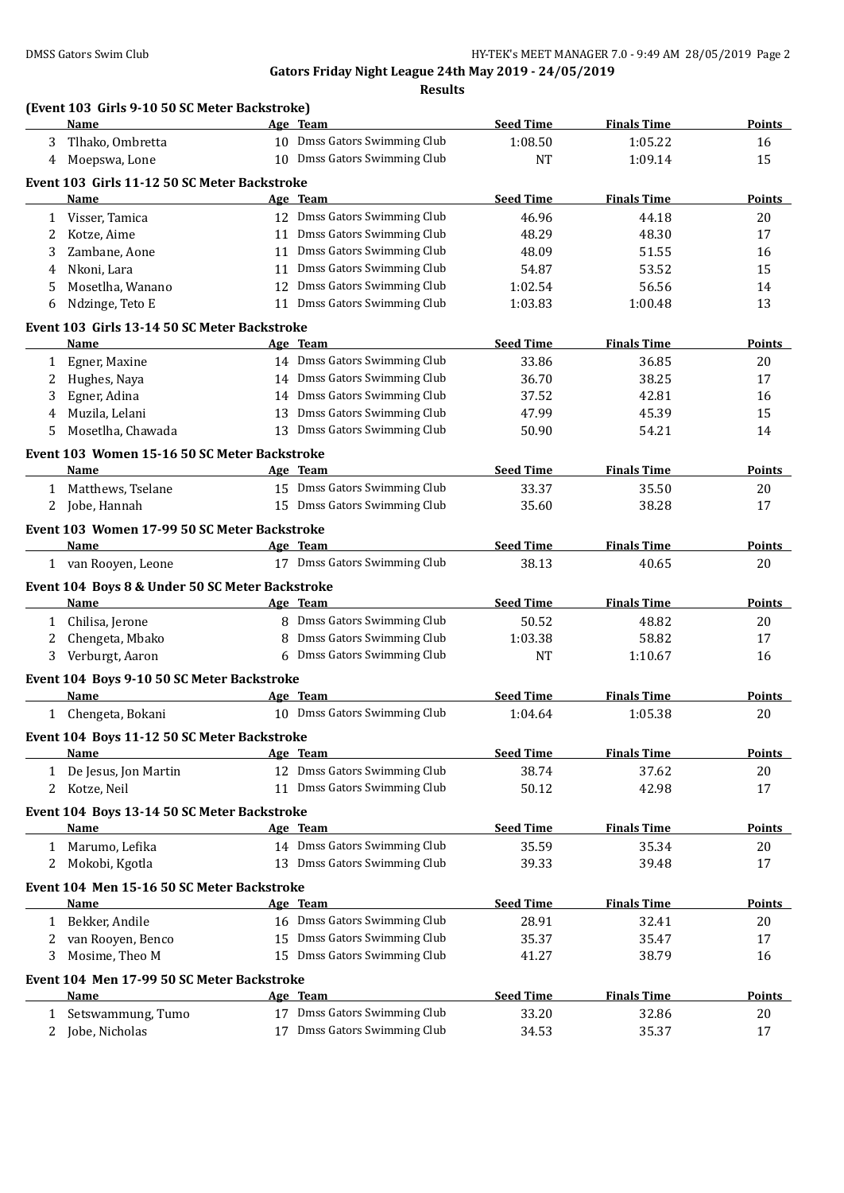**Gators Friday Night League 24th May 2019 - 24/05/2019**

**Results**

### (Event 103 Girls 9-10 50 SC Meter Backstroke)

| | Name | Age | Team | Seed Time | Finals Time | Points |
|---|---|---|---|---|---|---|
| 3 | Tlhako, Ombretta | 10 | Dmss Gators Swimming Club | 1:08.50 | 1:05.22 | 16 |
| 4 | Moepswa, Lone | 10 | Dmss Gators Swimming Club | NT | 1:09.14 | 15 |

### Event 103 Girls 11-12 50 SC Meter Backstroke

| | Name | Age | Team | Seed Time | Finals Time | Points |
|---|---|---|---|---|---|---|
| 1 | Visser, Tamica | 12 | Dmss Gators Swimming Club | 46.96 | 44.18 | 20 |
| 2 | Kotze, Aime | 11 | Dmss Gators Swimming Club | 48.29 | 48.30 | 17 |
| 3 | Zambane, Aone | 11 | Dmss Gators Swimming Club | 48.09 | 51.55 | 16 |
| 4 | Nkoni, Lara | 11 | Dmss Gators Swimming Club | 54.87 | 53.52 | 15 |
| 5 | Mosetlha, Wanano | 12 | Dmss Gators Swimming Club | 1:02.54 | 56.56 | 14 |
| 6 | Ndzinge, Teto E | 11 | Dmss Gators Swimming Club | 1:03.83 | 1:00.48 | 13 |

### Event 103 Girls 13-14 50 SC Meter Backstroke

| | Name | Age | Team | Seed Time | Finals Time | Points |
|---|---|---|---|---|---|---|
| 1 | Egner, Maxine | 14 | Dmss Gators Swimming Club | 33.86 | 36.85 | 20 |
| 2 | Hughes, Naya | 14 | Dmss Gators Swimming Club | 36.70 | 38.25 | 17 |
| 3 | Egner, Adina | 14 | Dmss Gators Swimming Club | 37.52 | 42.81 | 16 |
| 4 | Muzila, Lelani | 13 | Dmss Gators Swimming Club | 47.99 | 45.39 | 15 |
| 5 | Mosetlha, Chawada | 13 | Dmss Gators Swimming Club | 50.90 | 54.21 | 14 |

### Event 103 Women 15-16 50 SC Meter Backstroke

| | Name | Age | Team | Seed Time | Finals Time | Points |
|---|---|---|---|---|---|---|
| 1 | Matthews, Tselane | 15 | Dmss Gators Swimming Club | 33.37 | 35.50 | 20 |
| 2 | Jobe, Hannah | 15 | Dmss Gators Swimming Club | 35.60 | 38.28 | 17 |

### Event 103 Women 17-99 50 SC Meter Backstroke

| | Name | Age | Team | Seed Time | Finals Time | Points |
|---|---|---|---|---|---|---|
| 1 | van Rooyen, Leone | 17 | Dmss Gators Swimming Club | 38.13 | 40.65 | 20 |

### Event 104 Boys 8 & Under 50 SC Meter Backstroke

| | Name | Age | Team | Seed Time | Finals Time | Points |
|---|---|---|---|---|---|---|
| 1 | Chilisa, Jerone | 8 | Dmss Gators Swimming Club | 50.52 | 48.82 | 20 |
| 2 | Chengeta, Mbako | 8 | Dmss Gators Swimming Club | 1:03.38 | 58.82 | 17 |
| 3 | Verburgt, Aaron | 6 | Dmss Gators Swimming Club | NT | 1:10.67 | 16 |

### Event 104 Boys 9-10 50 SC Meter Backstroke

| | Name | Age | Team | Seed Time | Finals Time | Points |
|---|---|---|---|---|---|---|
| 1 | Chengeta, Bokani | 10 | Dmss Gators Swimming Club | 1:04.64 | 1:05.38 | 20 |

### Event 104 Boys 11-12 50 SC Meter Backstroke

| | Name | Age | Team | Seed Time | Finals Time | Points |
|---|---|---|---|---|---|---|
| 1 | De Jesus, Jon Martin | 12 | Dmss Gators Swimming Club | 38.74 | 37.62 | 20 |
| 2 | Kotze, Neil | 11 | Dmss Gators Swimming Club | 50.12 | 42.98 | 17 |

### Event 104 Boys 13-14 50 SC Meter Backstroke

| | Name | Age | Team | Seed Time | Finals Time | Points |
|---|---|---|---|---|---|---|
| 1 | Marumo, Lefika | 14 | Dmss Gators Swimming Club | 35.59 | 35.34 | 20 |
| 2 | Mokobi, Kgotla | 13 | Dmss Gators Swimming Club | 39.33 | 39.48 | 17 |

### Event 104 Men 15-16 50 SC Meter Backstroke

| | Name | Age | Team | Seed Time | Finals Time | Points |
|---|---|---|---|---|---|---|
| 1 | Bekker, Andile | 16 | Dmss Gators Swimming Club | 28.91 | 32.41 | 20 |
| 2 | van Rooyen, Benco | 15 | Dmss Gators Swimming Club | 35.37 | 35.47 | 17 |
| 3 | Mosime, Theo M | 15 | Dmss Gators Swimming Club | 41.27 | 38.79 | 16 |

### Event 104 Men 17-99 50 SC Meter Backstroke

| | Name | Age | Team | Seed Time | Finals Time | Points |
|---|---|---|---|---|---|---|
| 1 | Setswammung, Tumo | 17 | Dmss Gators Swimming Club | 33.20 | 32.86 | 20 |
| 2 | Jobe, Nicholas | 17 | Dmss Gators Swimming Club | 34.53 | 35.37 | 17 |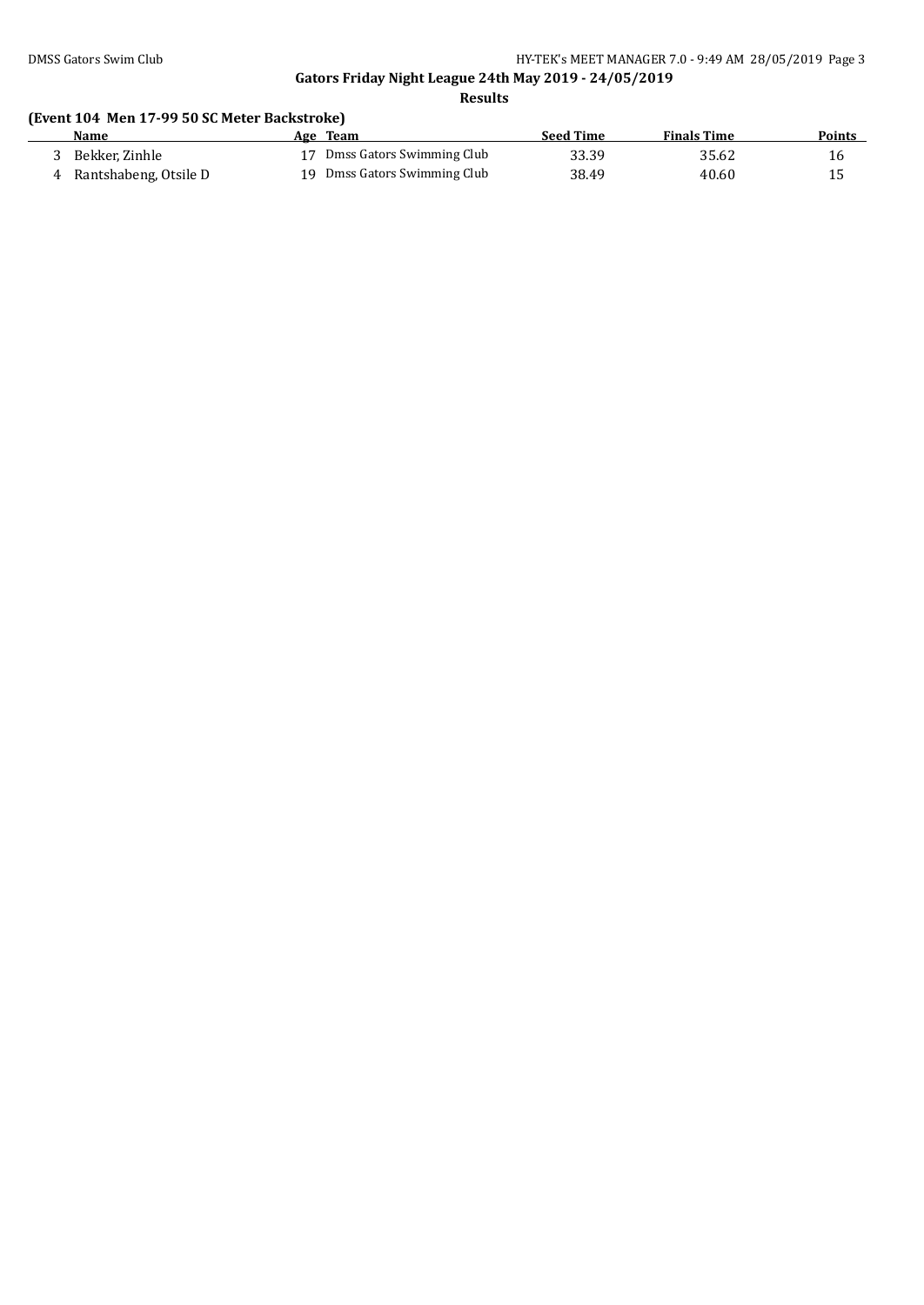**(Event 104 Men 17-99 50 SC Meter Backstroke)**

| | Name | Age | Team | Seed Time | Finals Time | Points |
|---|---|---|---|---|---|---|
| 3 | Bekker, Zinhle | 17 | Dmss Gators Swimming Club | 33.39 | 35.62 | 16 |
| 4 | Rantshabeng, Otsile D | 19 | Dmss Gators Swimming Club | 38.49 | 40.60 | 15 |